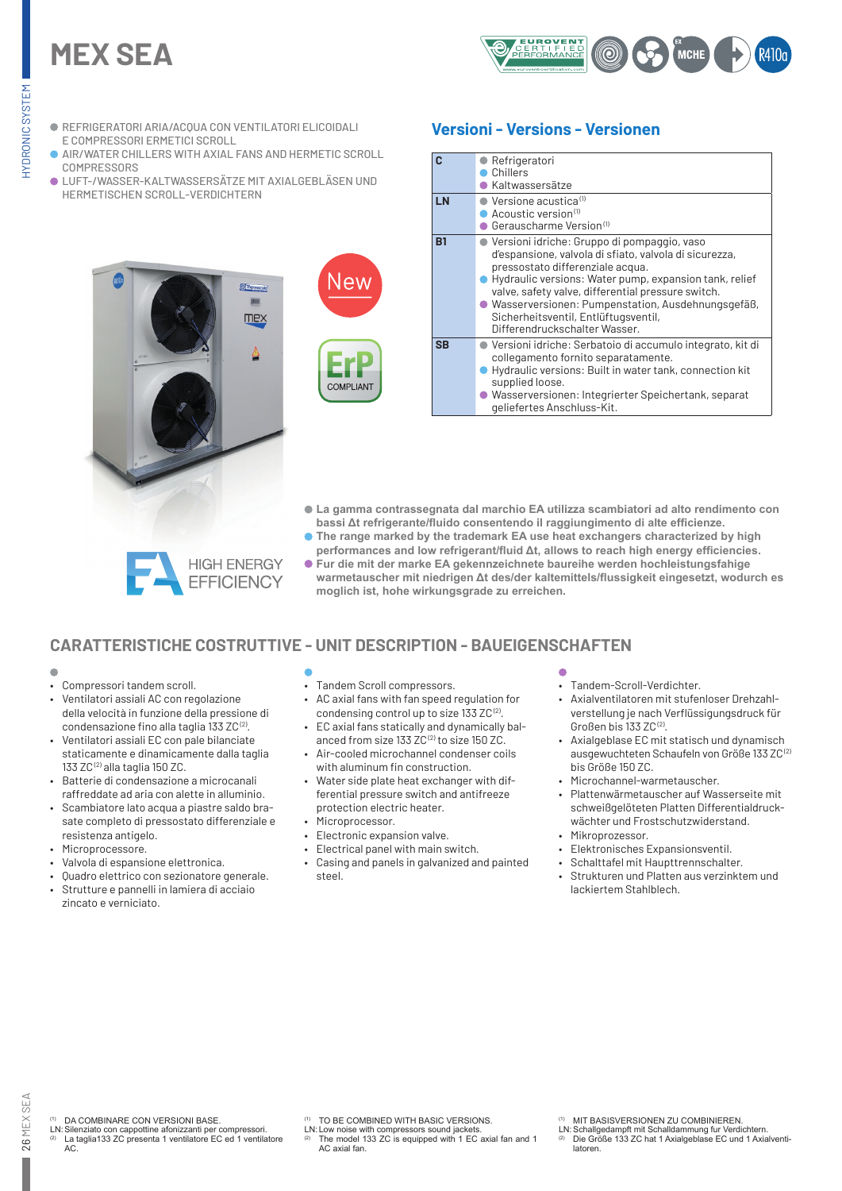# MEX SEA

- REFRIGERATORI ARIA/ACQUA CON VENTILATORI ELICOIDALI E COMPRESSORI ERMETICI SCROLL
- AIR/WATER CHILLERS WITH AXIAL FANS AND HERMETIC SCROLL COMPRESSORS
- LUFT-/WASSER-KALTWASSERSÄTZE MIT AXIALGEBLÄSEN UND HERMETISCHEN SCROLL-VERDICHTERN

## Versioni - Versions - Versionen

| | |
|---|---|
| **C** | Refrigeratori<br>Chillers<br>Kaltwassersätze |
| **LN** | Versione acustica [1]<br>Acoustic version [1]<br>Gerauscharme Version [1] |
| **B1** | Versioni idriche: Gruppo di pompaggio, vaso d'espansione, valvola di sfiato, valvola di sicurezza, pressostato differenziale acqua.<br>Hydraulic versions: Water pump, expansion tank, relief valve, safety valve, differential pressure switch.<br>Wasserversionen: Pumpenstation, Ausdehnungsgefäß, Sicherheitsventil, Entlüftugsventil, Differendruckschalter Wasser. |
| **SB** | Versioni idriche: Serbatoio di accumulo integrato, kit di collegamento fornito separatamente.<br>Hydraulic versions: Built in water tank, connection kit supplied loose.<br>Wasserversionen: Integrierter Speichertank, separat geliefertes Anschluss-Kit. |

New

ErP COMPLIANT

HIGH ENERGY EFFICIENCY

- **La gamma contrassegnata dal marchio EA utilizza scambiatori ad alto rendimento con bassi Δt refrigerante/fluido consentendo il raggiungimento di alte efficienze.**
- **The range marked by the trademark EA use heat exchangers characterized by high performances and low refrigerant/fluid Δt, allows to reach high energy efficiencies.**
- **Fur die mit der marke EA gekennzeichnete baureihe werden hochleistungsfahige warmetauscher mit niedrigen Δt des/der kaltemittels/flussigkeit eingesetzt, wodurch es moglich ist, hohe wirkungsgrade zu erreichen.**

## CARATTERISTICHE COSTRUTTIVE - UNIT DESCRIPTION - BAUEIGENSCHAFTEN

- Compressori tandem scroll.
- Ventilatori assiali AC con regolazione della velocità in funzione della pressione di condensazione fino alla taglia 133 ZC [2].
- Ventilatori assiali EC con pale bilanciate staticamente e dinamicamente dalla taglia 133 ZC [2] alla taglia 150 ZC.
- Batterie di condensazione a microcanali raffreddate ad aria con alette in alluminio.
- Scambiatore lato acqua a piastre saldo brasate completo di pressostato differenziale e resistenza antigelo.
- Microprocessore.
- Valvola di espansione elettronica.
- Quadro elettrico con sezionatore generale.
- Strutture e pannelli in lamiera di acciaio zincato e verniciato.

- Tandem Scroll compressors.
- AC axial fans with fan speed regulation for condensing control up to size 133 ZC [2].
- EC axial fans statically and dynamically balanced from size 133 ZC [2] to size 150 ZC.
- Air-cooled microchannel condenser coils with aluminum fin construction.
- Water side plate heat exchanger with differential pressure switch and antifreeze protection electric heater.
- Microprocessor.
- Electronic expansion valve.
- Electrical panel with main switch.
- Casing and panels in galvanized and painted steel.

- Tandem-Scroll-Verdichter.
- Axialventilatoren mit stufenloser Drehzahlverstellung je nach Verflüssigungsdruck für Großen bis 133 ZC [2].
- Axialgeblase EC mit statisch und dynamisch ausgewuchteten Schaufeln von Größe 133 ZC [2] bis Größe 150 ZC.
- Microchannel-warmetauscher.
- Plattenwärmetauscher auf Wasserseite mit schweißgelöteten Platten Differentialdruckwächter und Frostschutzwiderstand.
- Mikroprozessor.
- Elektronisches Expansionsventil.
- Schalttafel mit Haupttrennschalter.
- Strukturen und Platten aus verzinktem und lackiertem Stahlblech.

[1] DA COMBINARE CON VERSIONI BASE.
LN: Silenziato con cappottine afonizzanti per compressori.
[2] La taglia133 ZC presenta 1 ventilatore EC ed 1 ventilatore AC.

[1] TO BE COMBINED WITH BASIC VERSIONS.
LN: Low noise with compressors sound jackets.
[2] The model 133 ZC is equipped with 1 EC axial fan and 1 AC axial fan.

[1] MIT BASISVERSIONEN ZU COMBINIEREN.
LN: Schallgedampft mit Schalldammung fur Verdichtern.
[2] Die Größe 133 ZC hat 1 Axialgeblase EC und 1 Axialventilatoren.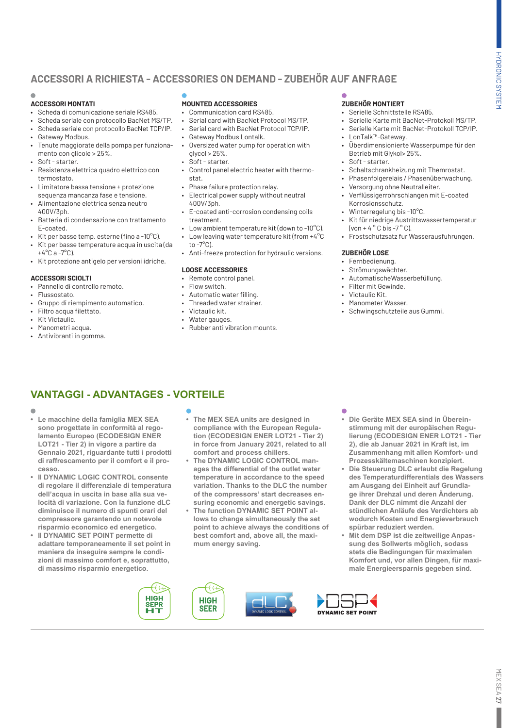## ACCESSORI A RICHIESTA - ACCESSORIES ON DEMAND - ZUBEHÖR AUF ANFRAGE

### ACCESSORI MONTATI

- Scheda di comunicazione seriale RS485.
- Scheda seriale con protocollo BacNet MS/TP.
- Scheda seriale con protocollo BacNet TCP/IP.
- Gateway Modbus.
- Tenute maggiorate della pompa per funzionamento con glicole > 25%.
- Soft - starter.
- Resistenza elettrica quadro elettrico con termostato.
- Limitatore bassa tensione + protezione sequenza mancanza fase e tensione.
- Alimentazione elettrica senza neutro 400V/3ph.
- Batteria di condensazione con trattamento E-coated.
- Kit per basse temp. esterne (fino a -10°C).
- Kit per basse temperature acqua in uscita (da +4°C a -7°C).
- Kit protezione antigelo per versioni idriche.

### ACCESSORI SCIOLTI

- Pannello di controllo remoto.
- Flussostato.
- Gruppo di riempimento automatico.
- Filtro acqua filettato.
- Kit Victaulic.
- Manometri acqua.
- Antivibranti in gomma.

### MOUNTED ACCESSORIES

- Communication card RS485.
- Serial card with BacNet Protocol MS/TP.
- Serial card with BacNet Protocol TCP/IP.
- Gateway Modbus Lontalk.
- Oversized water pump for operation with glycol > 25%.
- Soft - starter.
- Control panel electric heater with thermostat.
- Phase failure protection relay.
- Electrical power supply without neutral 400V/3ph.
- E-coated anti-corrosion condensing coils treatment.
- Low ambient temperature kit (down to -10°C).
- Low leaving water temperature kit (from +4°C to -7°C).
- Anti-freeze protection for hydraulic versions.

### LOOSE ACCESSORIES

- Remote control panel.
- Flow switch.
- Automatic water filling.
- Threaded water strainer.
- Victaulic kit.
- Water gauges.
- Rubber anti vibration mounts.

### ZUBEHÖR MONTIERT

- Serielle Schnittstelle RS485.
- Serielle Karte mit BacNet-Protokoll MS/TP.
- Serielle Karte mit BacNet-Protokoll TCP/IP.
- LonTalk™-Gateway.
- Überdimensionierte Wasserpumpe für den Betrieb mit Glykol> 25%.
- Soft - starter.
- Schaltschrankheizung mit Themrostat.
- Phasenfolgerelais / Phasenüberwachung.
- Versorgung ohne Neutralleiter.
- Verflüssigerrohrschlangen mit E-coated Korrosionsschutz.
- Winterregelung bis -10°C.
- Kit für niedrige Austrittswassertemperatur (von + 4 ° C bis -7 ° C).
- Frostschutzsatz fur Wasserausfuhrungen.

### ZUBEHÖR LOSE

- Fernbedienung.
- Strömungswächter.
- AutomatischeWasserbefüllung.
- Filter mit Gewinde.
- Victaulic Kit.
- Manometer Wasser.
- Schwingschutzteile aus Gummi.

## VANTAGGI - ADVANTAGES - VORTEILE

- **Le macchine della famiglia MEX SEA sono progettate in conformità al regolamento Europeo (ECODESIGN ENER LOT21 - Tier 2) in vigore a partire da Gennaio 2021, riguardante tutti i prodotti di raffrescamento per il comfort e il processo.**
- **Il DYNAMIC LOGIC CONTROL consente di regolare il differenziale di temperatura dell'acqua in uscita in base alla sua velocità di variazione. Con la funzione dLC diminuisce il numero di spunti orari del compressore garantendo un notevole risparmio economico ed energetico.**
- **Il DYNAMIC SET POINT permette di adattare temporaneamente il set point in maniera da inseguire sempre le condizioni di massimo comfort e, soprattutto, di massimo risparmio energetico.**

- **The MEX SEA units are designed in compliance with the European Regulation (ECODESIGN ENER LOT21 - Tier 2) in force from January 2021, related to all comfort and process chillers.**
- **The DYNAMIC LOGIC CONTROL manages the differential of the outlet water temperature in accordance to the speed variation. Thanks to the DLC the number of the compressors' start decreases ensuring economic and energetic savings.**
- **The function DYNAMIC SET POINT allows to change simultaneously the set point to achieve always the conditions of best comfort and, above all, the maximum energy saving.**

- **Die Geräte MEX SEA sind in Übereinstimmung mit der europäischen Regulierung (ECODESIGN ENER LOT21 - Tier 2), die ab Januar 2021 in Kraft ist, im Zusammenhang mit allen Komfort- und Prozesskältemaschinen konzipiert.**
- **Die Steuerung DLC erlaubt die Regelung des Temperaturdifferentials des Wassers am Ausgang dei Einheit auf Grundlage ihrer Drehzal und deren Änderung. Dank der DLC nimmt die Anzahl der stündlichen Anläufe des Verdichters ab wodurch Kosten und Energieverbrauch spürbar reduziert werden.**
- **Mit dem DSP ist die zeitweilige Anpassung des Sollwerts möglich, sodass stets die Bedingungen für maximalen Komfort und, vor allen Dingen, für maximale Energieersparnis gegeben sind.**

HIGH SEPR HT — HIGH SEER — dLC DYNAMIC LOGIC CONTROL — DSP DYNAMIC SET POINT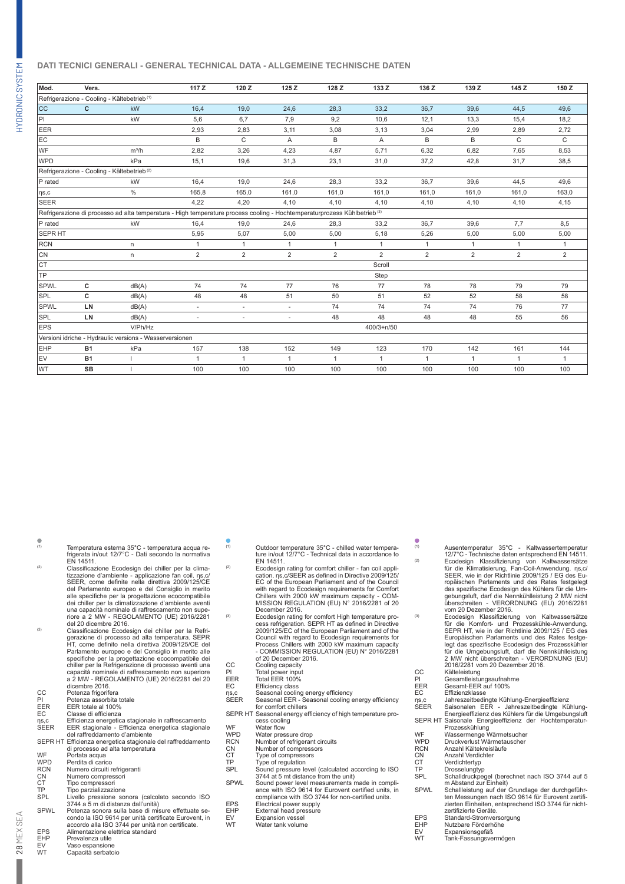## DATI TECNICI GENERALI - GENERAL TECHNICAL DATA - ALLGEMEINE TECHNISCHE DATEN

| Mod. | Vers. | | 117 Z | 120 Z | 125 Z | 128 Z | 133 Z | 136 Z | 139 Z | 145 Z | 150 Z |
|---|---|---|---|---|---|---|---|---|---|---|---|
| Refrigerazione - Cooling - Kältebetrieb (1) | | | | | | | | | | | |
| CC | C | kW | 16,4 | 19,0 | 24,6 | 28,3 | 33,2 | 36,7 | 39,6 | 44,5 | 49,6 |
| PI | | kW | 5,6 | 6,7 | 7,9 | 9,2 | 10,6 | 12,1 | 13,3 | 15,4 | 18,2 |
| EER | | | 2,93 | 2,83 | 3,11 | 3,08 | 3,13 | 3,04 | 2,99 | 2,89 | 2,72 |
| EC | | | B | C | A | B | A | B | B | C | C |
| WF | | m³/h | 2,82 | 3,26 | 4,23 | 4,87 | 5,71 | 6,32 | 6,82 | 7,65 | 8,53 |
| WPD | | kPa | 15,1 | 19,6 | 31,3 | 23,1 | 31,0 | 37,2 | 42,8 | 31,7 | 38,5 |
| Refrigerazione - Cooling - Kältebetrieb (2) | | | | | | | | | | | |
| P rated | | kW | 16,4 | 19,0 | 24,6 | 28,3 | 33,2 | 36,7 | 39,6 | 44,5 | 49,6 |
| ηs,c | | % | 165,8 | 165,0 | 161,0 | 161,0 | 161,0 | 161,0 | 161,0 | 161,0 | 163,0 |
| SEER | | | 4,22 | 4,20 | 4,10 | 4,10 | 4,10 | 4,10 | 4,10 | 4,10 | 4,15 |
| Refrigerazione di processo ad alta temperatura - High temperature process cooling - Hochtemperaturprozess Kühlbetrieb (3) | | | | | | | | | | | |
| P rated | | kW | 16,4 | 19,0 | 24,6 | 28,3 | 33,2 | 36,7 | 39,6 | 7,7 | 8,5 |
| SEPR HT | | | 5,95 | 5,07 | 5,00 | 5,00 | 5,18 | 5,26 | 5,00 | 5,00 | 5,00 |
| RCN | | n | 1 | 1 | 1 | 1 | 1 | 1 | 1 | 1 | 1 |
| CN | | n | 2 | 2 | 2 | 2 | 2 | 2 | 2 | 2 | 2 |
| CT | | | | | | | Scroll | | | | |
| TP | | | | | | | Step | | | | |
| SPWL | C | dB(A) | 74 | 74 | 77 | 76 | 77 | 78 | 78 | 79 | 79 |
| SPL | C | dB(A) | 48 | 48 | 51 | 50 | 51 | 52 | 52 | 58 | 58 |
| SPWL | LN | dB(A) | - | - | - | 74 | 74 | 74 | 74 | 76 | 77 |
| SPL | LN | dB(A) | - | - | - | 48 | 48 | 48 | 48 | 55 | 56 |
| EPS | | V/Ph/Hz | | | | | 400/3+n/50 | | | | |
| Versioni idriche - Hydraulic versions - Wasserversionen | | | | | | | | | | | |
| EHP | B1 | kPa | 157 | 138 | 152 | 149 | 123 | 170 | 142 | 161 | 144 |
| EV | B1 | l | 1 | 1 | 1 | 1 | 1 | 1 | 1 | 1 | 1 |
| WT | SB | l | 100 | 100 | 100 | 100 | 100 | 100 | 100 | 100 | 100 |

(1) Temperatura esterna 35°C - temperatura acqua refrigerata in/out 12/7°C - Dati secondo la normativa EN 14511.

(2) Classificazione Ecodesign dei chiller per la climatizzazione d'ambiente - applicazione fan coil. ηs,c/SEER, come definite nella direttiva 2009/125/CE del Parlamento europeo e del Consiglio in merito alle specifiche per la progettazione ecocompatibile dei chiller per la climatizzazione d'ambiente aventi una capacità nominale di raffrescamento non superiore a 2 MW - REGOLAMENTO (UE) 2016/2281 del 20 dicembre 2016.

(3) Classificazione Ecodesign dei chiller per la Refrigerazione di processo ad alta temperatura. SEPR HT, come definito nella direttiva 2009/125/CE del Parlamento europeo e del Consiglio in merito alle specifiche per la progettazione ecocompatibile dei chiller per la Refrigerazione di processo aventi una capacità nominale di raffrescamento non superiore a 2 MW - REGOLAMENTO (UE) 2016/2281 del 20 dicembre 2016.

- CC Potenza frigorifera
- PI Potenza assorbita totale
- EER EER totale al 100%
- EC Classe di efficienza
- ηs,c Efficienza energetica stagionale in raffrescamento
- SEER EER stagionale - Efficienza energetica stagionale del raffreddamento d'ambiente
- SEPR HT Efficienza energetica stagionale del raffreddamento di processo ad alta temperatura
- WF Portata acqua
- WPD Perdita di carico
- RCN Numero circuiti refrigeranti
- CN Numero compressori
- CT Tipo compressori
- TP Tipo parzializzazione
- SPL Livello pressione sonora (calcolato secondo ISO 3744 a 5 m di distanza dall'unità)
- SPWL Potenza sonora sulla base di misure effettuate secondo la ISO 9614 per unità certificate Eurovent, in accordo alla ISO 3744 per unità non certificate.
- EPS Alimentazione elettrica standard
- EHP Prevalenza utile
- EV Vaso espansione
- WT Capacità serbatoio

(1) Outdoor temperature 35°C - chilled water temperature in/out 12/7°C - Technical data in accordance to EN 14511.

(2) Ecodesign rating for comfort chiller - fan coil application. ηs,c/SEER as defined in Directive 2009/125/EC of the European Parliament and of the Council with regard to Ecodesign requirements for Comfort Chillers with 2000 kW maximum capacity - COMMISSION REGULATION (EU) N° 2016/2281 of 20 December 2016.

(3) Ecodesign rating for comfort High temperature process refrigeration. SEPR HT as defined in Directive 2009/125/EC of the European Parliament and of the Council with regard to Ecodesign requirements for Process Chillers with 2000 kW maximum capacity - COMMISSION REGULATION (EU) N° 2016/2281 of 20 December 2016.

- CC Cooling capacity
- PI Total power input
- EER Total EER 100%
- EC Efficiency class
- ηs,c Seasonal cooling energy efficiency
- SEER Seasonal EER - Seasonal cooling energy efficiency for comfort chillers
- SEPR HT Seasonal energy efficiency of high temperature process cooling
- WF Water flow
- WPD Water pressure drop
- RCN Number of refrigerant circuits
- CN Number of compressors
- CT Type of compressors
- TP Type of regulation
- SPL Sound pressure level (calculated according to ISO 3744 at 5 mt distance from the unit)
- SPWL Sound power level measurements made in compliance with ISO 9614 for Eurovent certified units, in compliance with ISO 3744 for non-certified units.
- EPS Electrical power supply
- EHP External head pressure
- EV Expansion vessel
- WT Water tank volume

(1) Ausentemperatur 35°C - Kaltwassertemperatur 12/7°C - Technische daten entsprechend EN 14511.

(2) Ecodesign Klassifizierung von Kaltwassersätze für die Klimatisierung, Fan-Coil-Anwendung. ηs,c/SEER, wie in der Richtlinie 2009/125 / EG des Europäischen Parlaments und des Rates festgelegt das spezifische Ecodesign des Kühlers für die Umgebungsluft, darf die Nennkühlleistung 2 MW nicht überschreiten - VERORDNUNG (EU) 2016/2281 vom 20 Dezember 2016.

(3) Ecodesign Klassifizierung von Kaltwassersätze für die Komfort- und Prozesskühle-Anwendung. SEPR HT, wie in der Richtlinie 2009/125 / EG des Europäischen Parlaments und des Rates festgelegt das spezifische Ecodesign des Prozesskühler für die Umgebungsluft, darf die Nennkühlleistung 2 MW nicht überschreiten - VERORDNUNG (EU) 2016/2281 vom 20 Dezember 2016.

- CC Kälteleistung
- PI Gesamtleistungsaufnahme
- EER Gesamt-EER auf 100%
- EC Effizienzklasse
- ηs,c Jahreszeitbedingte Kühlung-Energieeffizienz
- SEER Saisonalen EER - Jahreszeitbedingte Kühlung-Energieeffizienz des Kühlers für die Umgebungsluft
- SEPR HT Saisonale Energieeffizienz der Hochtemperatur-Prozesskühlung
- WF Wassermenge Wärmetsucher
- WPD Druckverlust Wärmetauscher
- RCN Anzahl Kältekreisläufe
- CN Anzahl Verdichter
- CT Verdichtertyp
- TP Drosselungtyp
- SPL Schalldruckpegel (berechnet nach ISO 3744 auf 5 m Abstand zur Einheit)
- SPWL Schallleistung auf der Grundlage der durchgeführten Messungen nach ISO 9614 für Eurovent zertifizierten Einheiten, entsprechend ISO 3744 für nicht-zertifizierte Geräte.
- EPS Standard-Stromversorgung
- EHP Nutzbare Förderhöhe
- EV Expansionsgefäß
- WT Tank-Fassungsvermögen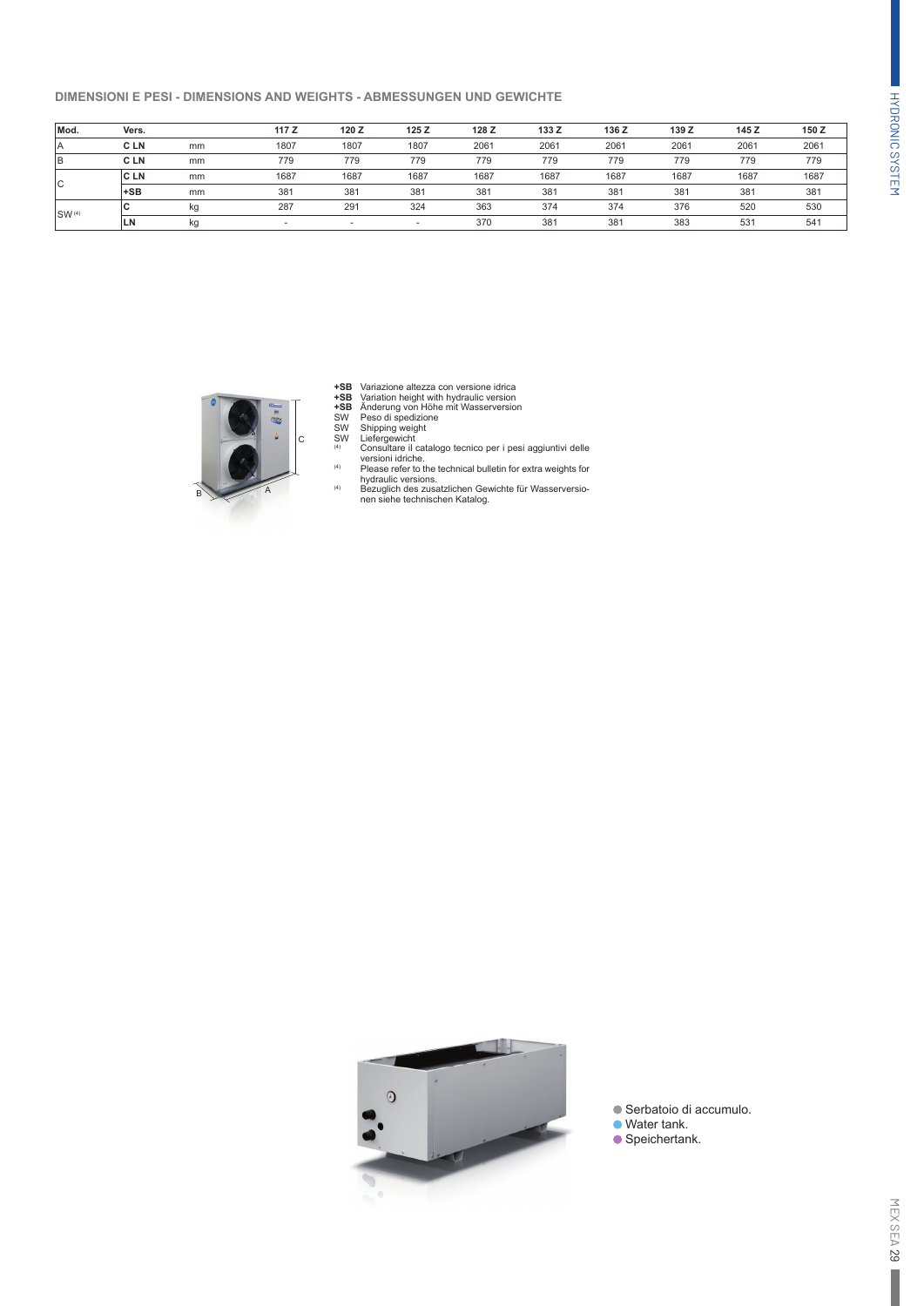## DIMENSIONI E PESI - DIMENSIONS AND WEIGHTS - ABMESSUNGEN UND GEWICHTE

| Mod. | Vers. | | 117 Z | 120 Z | 125 Z | 128 Z | 133 Z | 136 Z | 139 Z | 145 Z | 150 Z |
|---|---|---|---|---|---|---|---|---|---|---|---|
| A | C LN | mm | 1807 | 1807 | 1807 | 2061 | 2061 | 2061 | 2061 | 2061 | 2061 |
| B | C LN | mm | 779 | 779 | 779 | 779 | 779 | 779 | 779 | 779 | 779 |
| C | C LN | mm | 1687 | 1687 | 1687 | 1687 | 1687 | 1687 | 1687 | 1687 | 1687 |
| | +SB | mm | 381 | 381 | 381 | 381 | 381 | 381 | 381 | 381 | 381 |
| SW [4] | C | kg | 287 | 291 | 324 | 363 | 374 | 374 | 376 | 520 | 530 |
| | LN | kg | - | - | - | 370 | 381 | 381 | 383 | 531 | 541 |

B A C

**+SB** Variazione altezza con versione idrica
**+SB** Variation height with hydraulic version
**+SB** Änderung von Höhe mit Wasserversion
SW Peso di spedizione
SW Shipping weight
SW Liefergewicht
[4] Consultare il catalogo tecnico per i pesi aggiuntivi delle versioni idriche.
[4] Please refer to the technical bulletin for extra weights for hydraulic versions.
[4] Bezuglich des zusatzlichen Gewichte für Wasserversionen siehe technischen Katalog.

● Serbatoio di accumulo.
● Water tank.
● Speichertank.